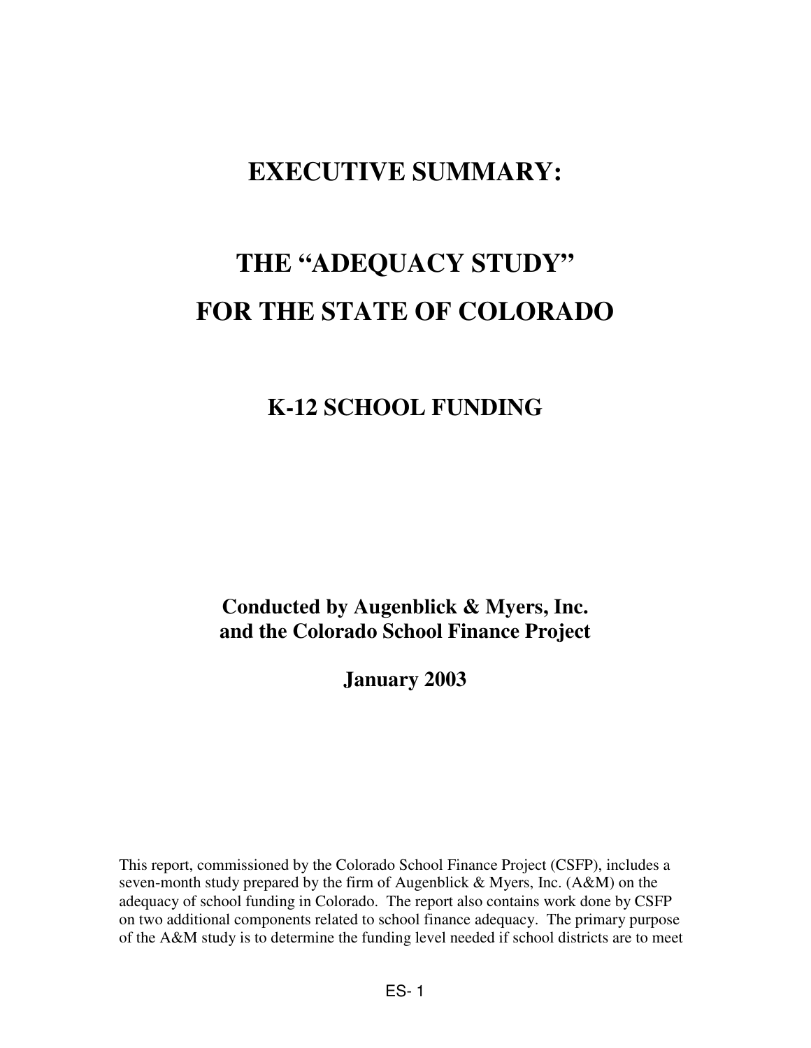# EXECUTIVE SUMMARY:

# THE "ADEQUACY STUDY" FOR THE STATE OF COLORADO

## K-12 SCHOOL FUNDING

**Conducted by Augenblick & Myers, Inc.**
**and the Colorado School Finance Project**

**January 2003**

This report, commissioned by the Colorado School Finance Project (CSFP), includes a seven-month study prepared by the firm of Augenblick & Myers, Inc. (A&M) on the adequacy of school funding in Colorado. The report also contains work done by CSFP on two additional components related to school finance adequacy. The primary purpose of the A&M study is to determine the funding level needed if school districts are to meet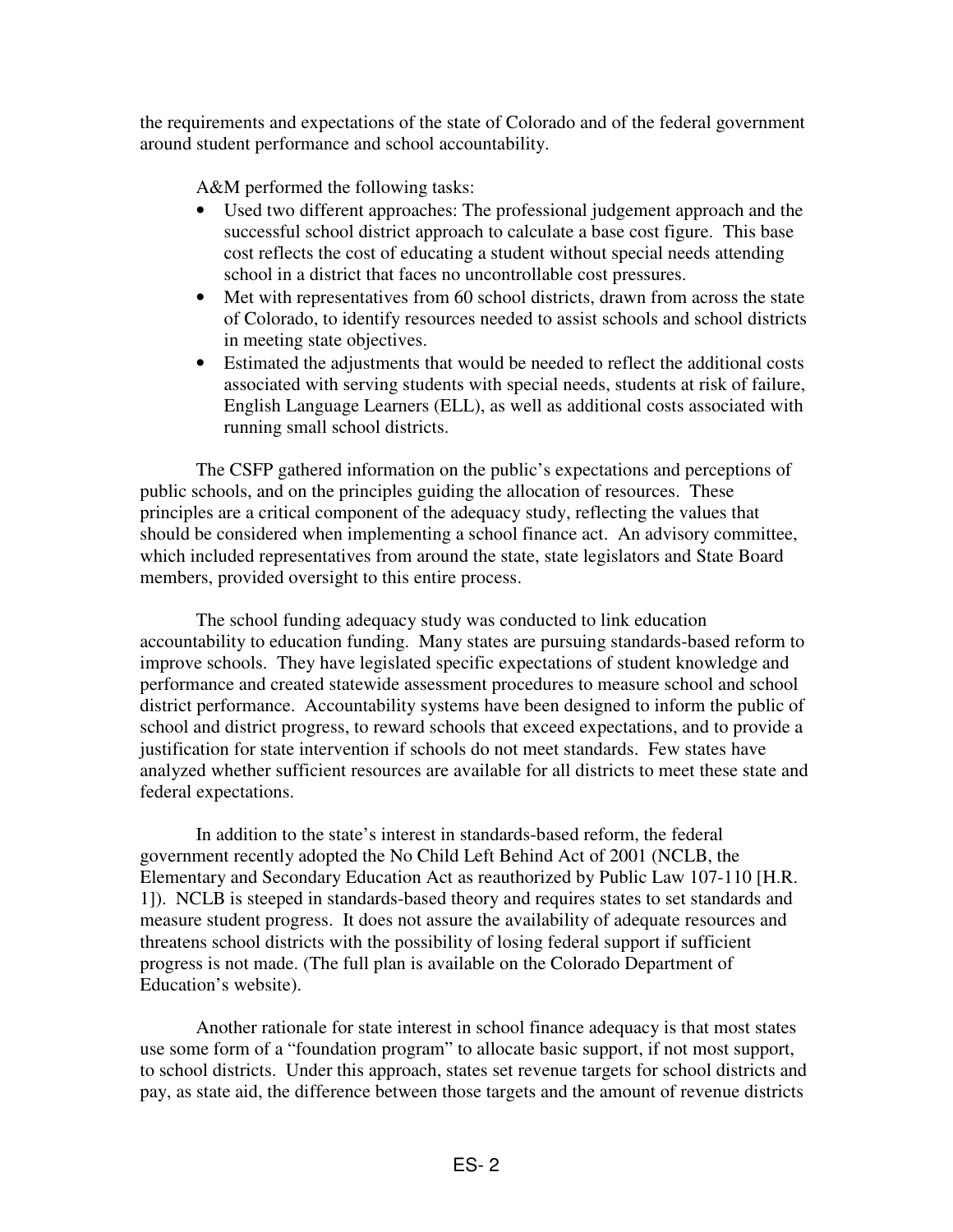the requirements and expectations of the state of Colorado and of the federal government around student performance and school accountability.

A&M performed the following tasks:

- Used two different approaches: The professional judgement approach and the successful school district approach to calculate a base cost figure. This base cost reflects the cost of educating a student without special needs attending school in a district that faces no uncontrollable cost pressures.
- Met with representatives from 60 school districts, drawn from across the state of Colorado, to identify resources needed to assist schools and school districts in meeting state objectives.
- Estimated the adjustments that would be needed to reflect the additional costs associated with serving students with special needs, students at risk of failure, English Language Learners (ELL), as well as additional costs associated with running small school districts.

The CSFP gathered information on the public's expectations and perceptions of public schools, and on the principles guiding the allocation of resources. These principles are a critical component of the adequacy study, reflecting the values that should be considered when implementing a school finance act. An advisory committee, which included representatives from around the state, state legislators and State Board members, provided oversight to this entire process.

The school funding adequacy study was conducted to link education accountability to education funding. Many states are pursuing standards-based reform to improve schools. They have legislated specific expectations of student knowledge and performance and created statewide assessment procedures to measure school and school district performance. Accountability systems have been designed to inform the public of school and district progress, to reward schools that exceed expectations, and to provide a justification for state intervention if schools do not meet standards. Few states have analyzed whether sufficient resources are available for all districts to meet these state and federal expectations.

In addition to the state's interest in standards-based reform, the federal government recently adopted the No Child Left Behind Act of 2001 (NCLB, the Elementary and Secondary Education Act as reauthorized by Public Law 107-110 [H.R. 1]). NCLB is steeped in standards-based theory and requires states to set standards and measure student progress. It does not assure the availability of adequate resources and threatens school districts with the possibility of losing federal support if sufficient progress is not made. (The full plan is available on the Colorado Department of Education's website).

Another rationale for state interest in school finance adequacy is that most states use some form of a "foundation program" to allocate basic support, if not most support, to school districts. Under this approach, states set revenue targets for school districts and pay, as state aid, the difference between those targets and the amount of revenue districts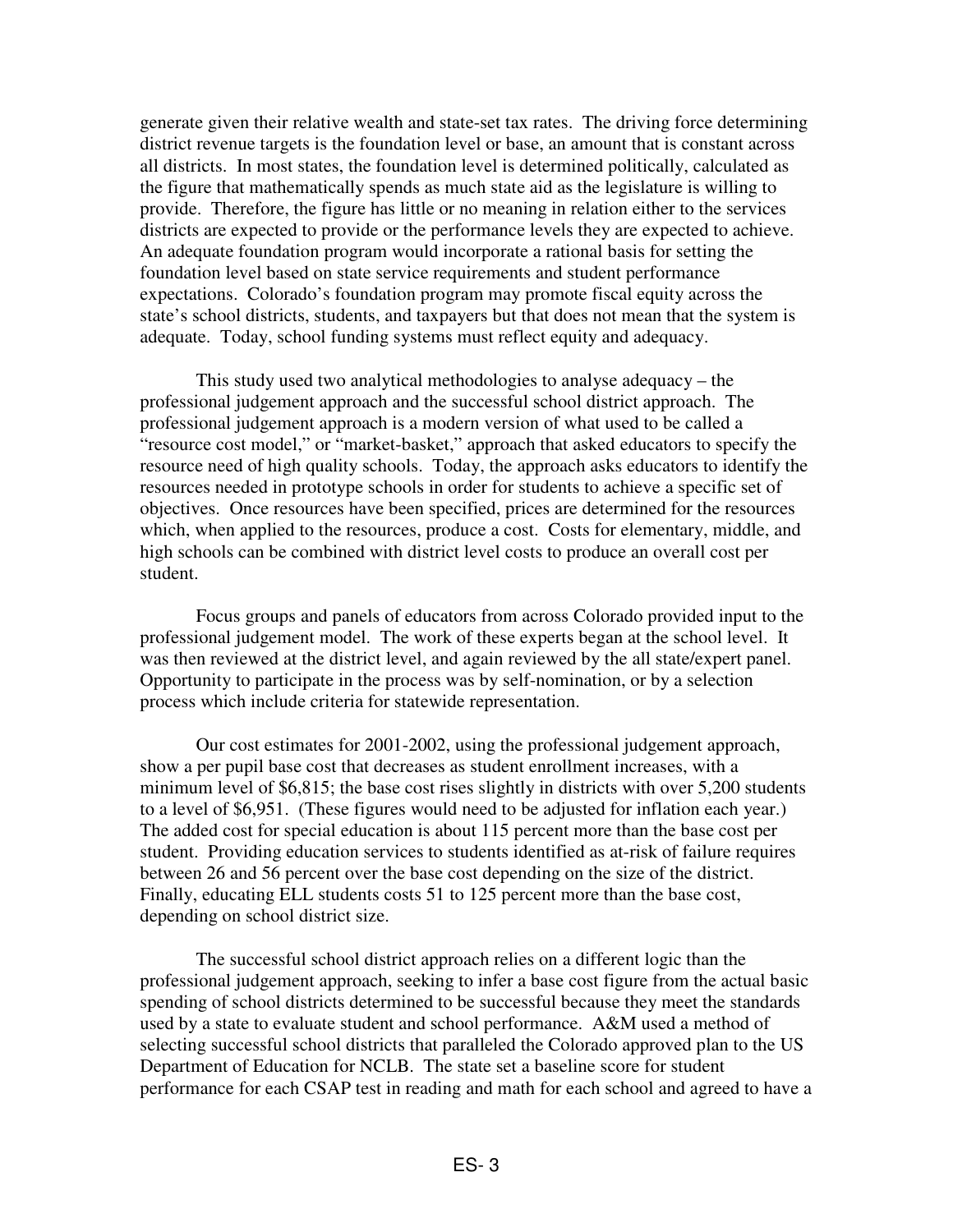generate given their relative wealth and state-set tax rates. The driving force determining district revenue targets is the foundation level or base, an amount that is constant across all districts. In most states, the foundation level is determined politically, calculated as the figure that mathematically spends as much state aid as the legislature is willing to provide. Therefore, the figure has little or no meaning in relation either to the services districts are expected to provide or the performance levels they are expected to achieve. An adequate foundation program would incorporate a rational basis for setting the foundation level based on state service requirements and student performance expectations. Colorado's foundation program may promote fiscal equity across the state's school districts, students, and taxpayers but that does not mean that the system is adequate. Today, school funding systems must reflect equity and adequacy.

This study used two analytical methodologies to analyse adequacy – the professional judgement approach and the successful school district approach. The professional judgement approach is a modern version of what used to be called a "resource cost model," or "market-basket," approach that asked educators to specify the resource need of high quality schools. Today, the approach asks educators to identify the resources needed in prototype schools in order for students to achieve a specific set of objectives. Once resources have been specified, prices are determined for the resources which, when applied to the resources, produce a cost. Costs for elementary, middle, and high schools can be combined with district level costs to produce an overall cost per student.

Focus groups and panels of educators from across Colorado provided input to the professional judgement model. The work of these experts began at the school level. It was then reviewed at the district level, and again reviewed by the all state/expert panel. Opportunity to participate in the process was by self-nomination, or by a selection process which include criteria for statewide representation.

Our cost estimates for 2001-2002, using the professional judgement approach, show a per pupil base cost that decreases as student enrollment increases, with a minimum level of $6,815; the base cost rises slightly in districts with over 5,200 students to a level of $6,951. (These figures would need to be adjusted for inflation each year.) The added cost for special education is about 115 percent more than the base cost per student. Providing education services to students identified as at-risk of failure requires between 26 and 56 percent over the base cost depending on the size of the district. Finally, educating ELL students costs 51 to 125 percent more than the base cost, depending on school district size.

The successful school district approach relies on a different logic than the professional judgement approach, seeking to infer a base cost figure from the actual basic spending of school districts determined to be successful because they meet the standards used by a state to evaluate student and school performance. A&M used a method of selecting successful school districts that paralleled the Colorado approved plan to the US Department of Education for NCLB. The state set a baseline score for student performance for each CSAP test in reading and math for each school and agreed to have a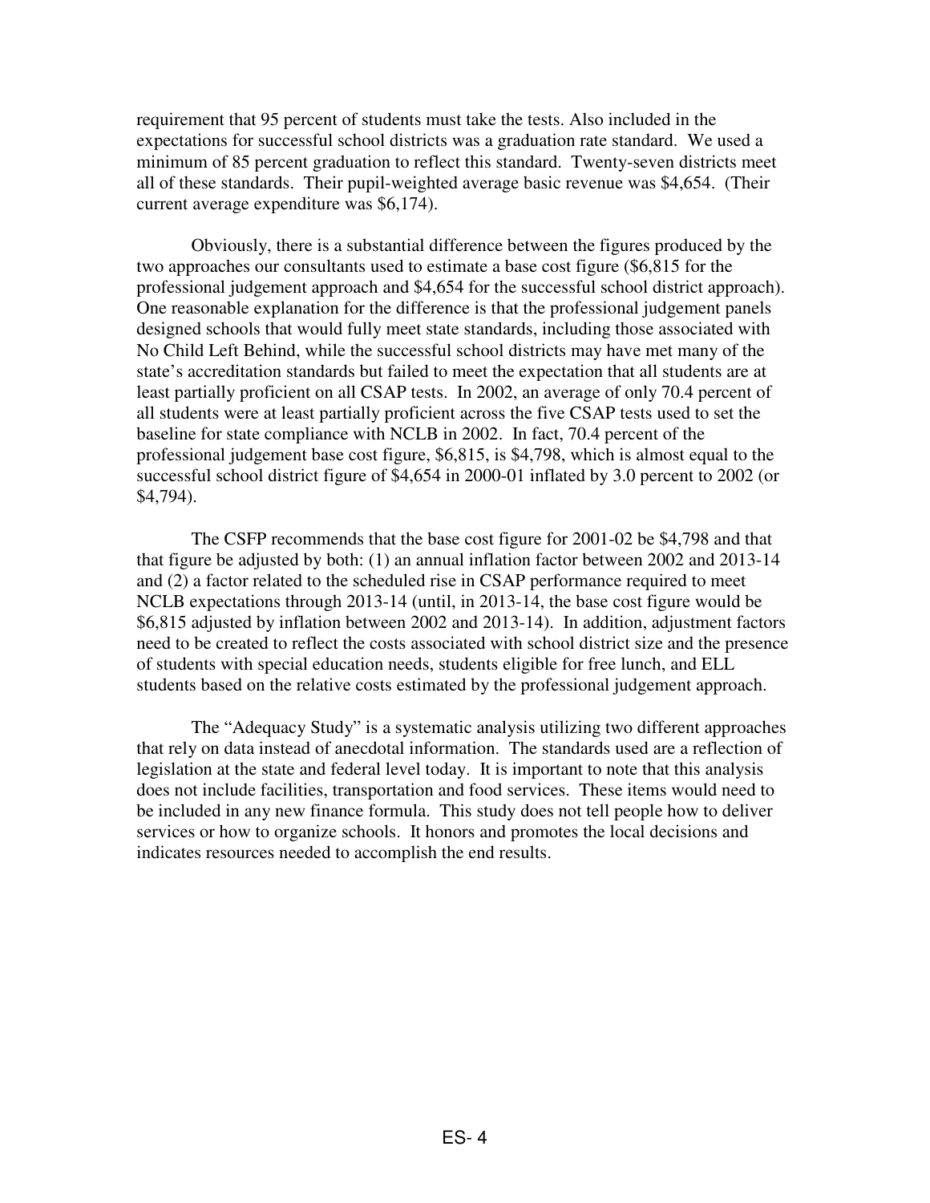requirement that 95 percent of students must take the tests. Also included in the expectations for successful school districts was a graduation rate standard. We used a minimum of 85 percent graduation to reflect this standard. Twenty-seven districts meet all of these standards. Their pupil-weighted average basic revenue was $4,654. (Their current average expenditure was $6,174).

Obviously, there is a substantial difference between the figures produced by the two approaches our consultants used to estimate a base cost figure ($6,815 for the professional judgement approach and $4,654 for the successful school district approach). One reasonable explanation for the difference is that the professional judgement panels designed schools that would fully meet state standards, including those associated with No Child Left Behind, while the successful school districts may have met many of the state's accreditation standards but failed to meet the expectation that all students are at least partially proficient on all CSAP tests. In 2002, an average of only 70.4 percent of all students were at least partially proficient across the five CSAP tests used to set the baseline for state compliance with NCLB in 2002. In fact, 70.4 percent of the professional judgement base cost figure, $6,815, is $4,798, which is almost equal to the successful school district figure of $4,654 in 2000-01 inflated by 3.0 percent to 2002 (or $4,794).

The CSFP recommends that the base cost figure for 2001-02 be $4,798 and that that figure be adjusted by both: (1) an annual inflation factor between 2002 and 2013-14 and (2) a factor related to the scheduled rise in CSAP performance required to meet NCLB expectations through 2013-14 (until, in 2013-14, the base cost figure would be $6,815 adjusted by inflation between 2002 and 2013-14). In addition, adjustment factors need to be created to reflect the costs associated with school district size and the presence of students with special education needs, students eligible for free lunch, and ELL students based on the relative costs estimated by the professional judgement approach.

The "Adequacy Study" is a systematic analysis utilizing two different approaches that rely on data instead of anecdotal information. The standards used are a reflection of legislation at the state and federal level today. It is important to note that this analysis does not include facilities, transportation and food services. These items would need to be included in any new finance formula. This study does not tell people how to deliver services or how to organize schools. It honors and promotes the local decisions and indicates resources needed to accomplish the end results.